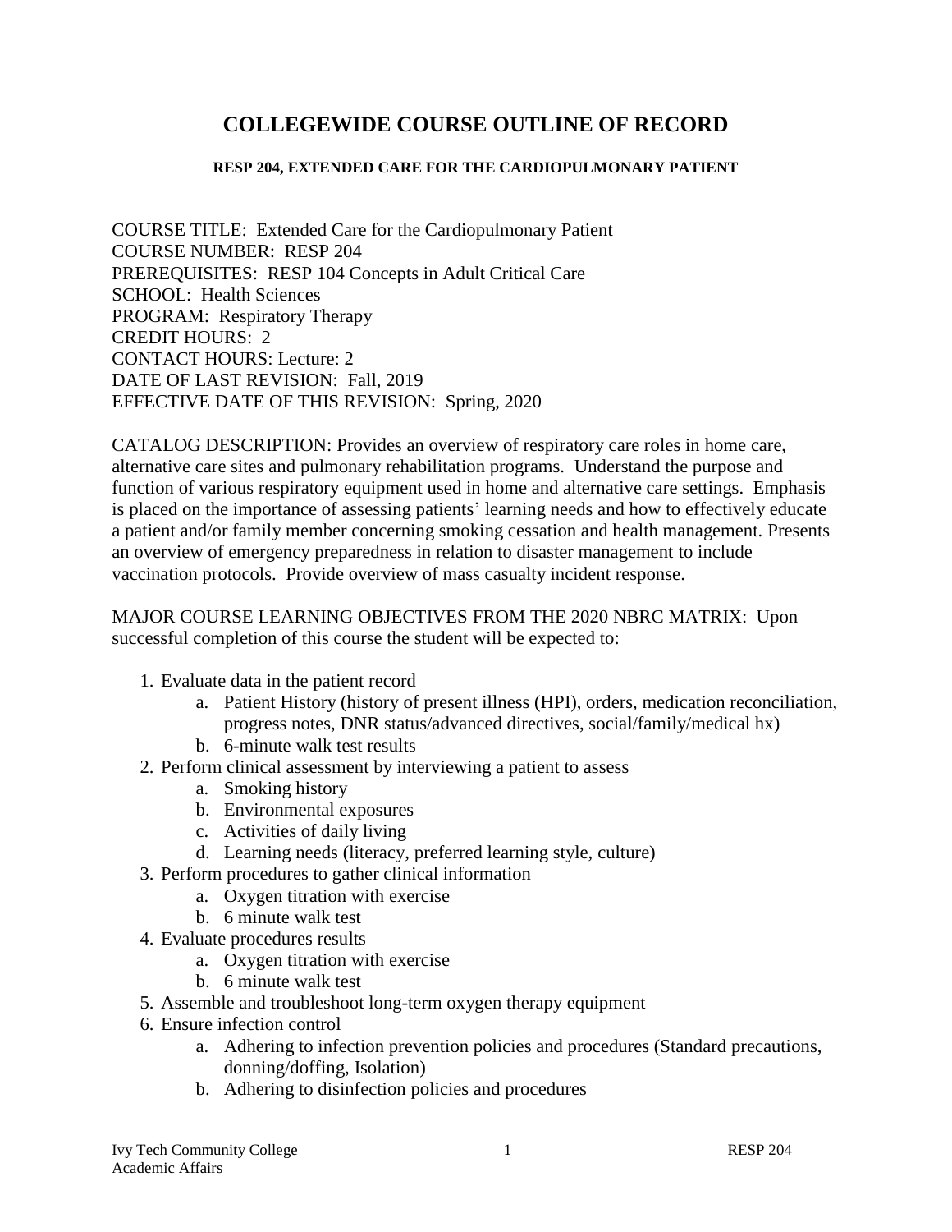# COLLEGEWIDE COURSE OUTLINE OF RECORD

**RESP 204, EXTENDED CARE FOR THE CARDIOPULMONARY PATIENT**

COURSE TITLE: Extended Care for the Cardiopulmonary Patient
COURSE NUMBER: RESP 204
PREREQUISITES: RESP 104 Concepts in Adult Critical Care
SCHOOL: Health Sciences
PROGRAM: Respiratory Therapy
CREDIT HOURS: 2
CONTACT HOURS: Lecture: 2
DATE OF LAST REVISION: Fall, 2019
EFFECTIVE DATE OF THIS REVISION: Spring, 2020

CATALOG DESCRIPTION: Provides an overview of respiratory care roles in home care, alternative care sites and pulmonary rehabilitation programs. Understand the purpose and function of various respiratory equipment used in home and alternative care settings. Emphasis is placed on the importance of assessing patients' learning needs and how to effectively educate a patient and/or family member concerning smoking cessation and health management. Presents an overview of emergency preparedness in relation to disaster management to include vaccination protocols. Provide overview of mass casualty incident response.

MAJOR COURSE LEARNING OBJECTIVES FROM THE 2020 NBRC MATRIX: Upon successful completion of this course the student will be expected to:

1. Evaluate data in the patient record
   a. Patient History (history of present illness (HPI), orders, medication reconciliation, progress notes, DNR status/advanced directives, social/family/medical hx)
   b. 6-minute walk test results
2. Perform clinical assessment by interviewing a patient to assess
   a. Smoking history
   b. Environmental exposures
   c. Activities of daily living
   d. Learning needs (literacy, preferred learning style, culture)
3. Perform procedures to gather clinical information
   a. Oxygen titration with exercise
   b. 6 minute walk test
4. Evaluate procedures results
   a. Oxygen titration with exercise
   b. 6 minute walk test
5. Assemble and troubleshoot long-term oxygen therapy equipment
6. Ensure infection control
   a. Adhering to infection prevention policies and procedures (Standard precautions, donning/doffing, Isolation)
   b. Adhering to disinfection policies and procedures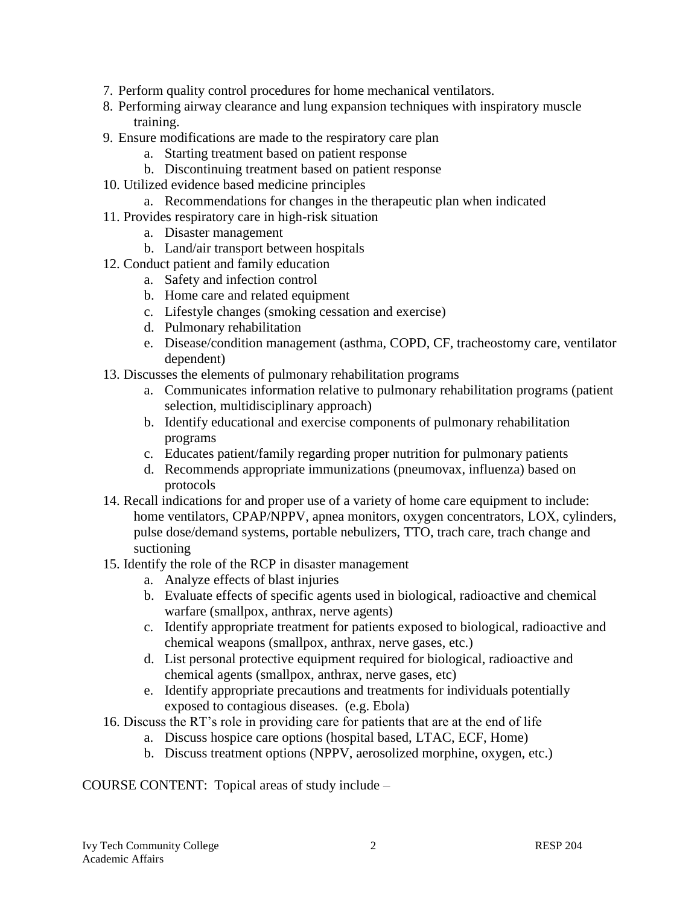7. Perform quality control procedures for home mechanical ventilators.
8. Performing airway clearance and lung expansion techniques with inspiratory muscle training.
9. Ensure modifications are made to the respiratory care plan
   a. Starting treatment based on patient response
   b. Discontinuing treatment based on patient response
10. Utilized evidence based medicine principles
    a. Recommendations for changes in the therapeutic plan when indicated
11. Provides respiratory care in high-risk situation
    a. Disaster management
    b. Land/air transport between hospitals
12. Conduct patient and family education
    a. Safety and infection control
    b. Home care and related equipment
    c. Lifestyle changes (smoking cessation and exercise)
    d. Pulmonary rehabilitation
    e. Disease/condition management (asthma, COPD, CF, tracheostomy care, ventilator dependent)
13. Discusses the elements of pulmonary rehabilitation programs
    a. Communicates information relative to pulmonary rehabilitation programs (patient selection, multidisciplinary approach)
    b. Identify educational and exercise components of pulmonary rehabilitation programs
    c. Educates patient/family regarding proper nutrition for pulmonary patients
    d. Recommends appropriate immunizations (pneumovax, influenza) based on protocols
14. Recall indications for and proper use of a variety of home care equipment to include: home ventilators, CPAP/NPPV, apnea monitors, oxygen concentrators, LOX, cylinders, pulse dose/demand systems, portable nebulizers, TTO, trach care, trach change and suctioning
15. Identify the role of the RCP in disaster management
    a. Analyze effects of blast injuries
    b. Evaluate effects of specific agents used in biological, radioactive and chemical warfare (smallpox, anthrax, nerve agents)
    c. Identify appropriate treatment for patients exposed to biological, radioactive and chemical weapons (smallpox, anthrax, nerve gases, etc.)
    d. List personal protective equipment required for biological, radioactive and chemical agents (smallpox, anthrax, nerve gases, etc)
    e. Identify appropriate precautions and treatments for individuals potentially exposed to contagious diseases. (e.g. Ebola)
16. Discuss the RT's role in providing care for patients that are at the end of life
    a. Discuss hospice care options (hospital based, LTAC, ECF, Home)
    b. Discuss treatment options (NPPV, aerosolized morphine, oxygen, etc.)

COURSE CONTENT: Topical areas of study include –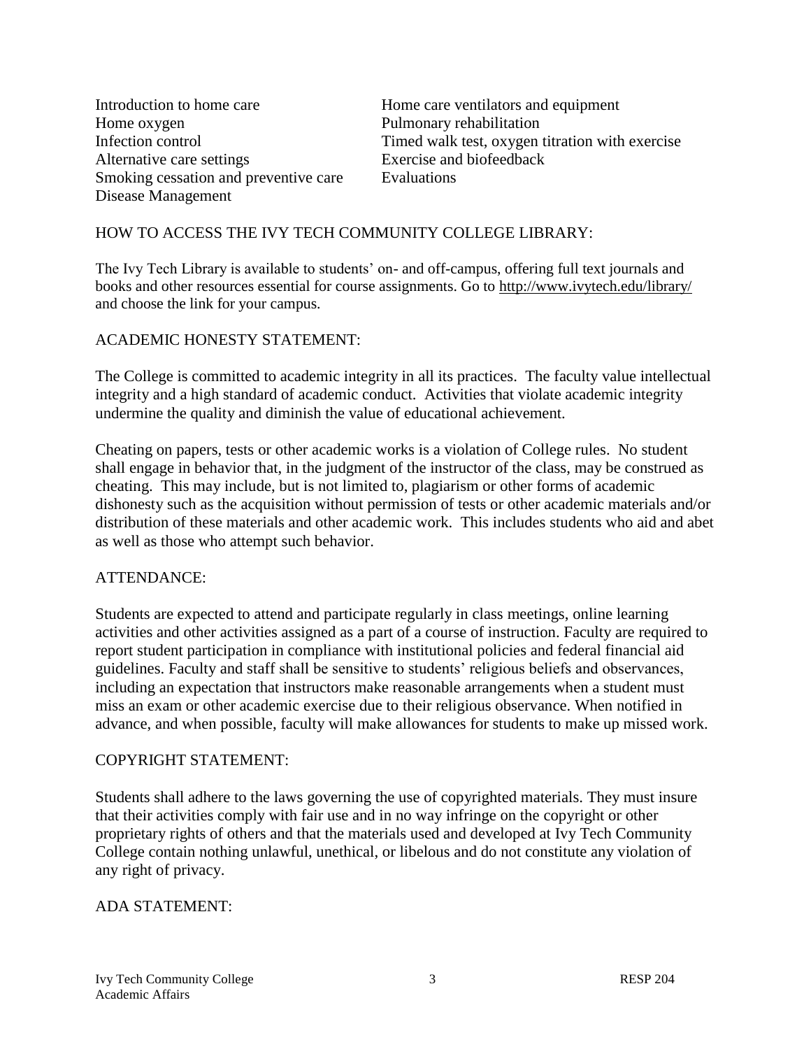- Introduction to home care
- Home oxygen
- Infection control
- Alternative care settings
- Smoking cessation and preventive care
- Disease Management
- Home care ventilators and equipment
- Pulmonary rehabilitation
- Timed walk test, oxygen titration with exercise
- Exercise and biofeedback
- Evaluations

## HOW TO ACCESS THE IVY TECH COMMUNITY COLLEGE LIBRARY:

The Ivy Tech Library is available to students' on- and off-campus, offering full text journals and books and other resources essential for course assignments. Go to http://www.ivytech.edu/library/ and choose the link for your campus.

## ACADEMIC HONESTY STATEMENT:

The College is committed to academic integrity in all its practices. The faculty value intellectual integrity and a high standard of academic conduct. Activities that violate academic integrity undermine the quality and diminish the value of educational achievement.

Cheating on papers, tests or other academic works is a violation of College rules. No student shall engage in behavior that, in the judgment of the instructor of the class, may be construed as cheating. This may include, but is not limited to, plagiarism or other forms of academic dishonesty such as the acquisition without permission of tests or other academic materials and/or distribution of these materials and other academic work. This includes students who aid and abet as well as those who attempt such behavior.

## ATTENDANCE:

Students are expected to attend and participate regularly in class meetings, online learning activities and other activities assigned as a part of a course of instruction. Faculty are required to report student participation in compliance with institutional policies and federal financial aid guidelines. Faculty and staff shall be sensitive to students' religious beliefs and observances, including an expectation that instructors make reasonable arrangements when a student must miss an exam or other academic exercise due to their religious observance. When notified in advance, and when possible, faculty will make allowances for students to make up missed work.

## COPYRIGHT STATEMENT:

Students shall adhere to the laws governing the use of copyrighted materials. They must insure that their activities comply with fair use and in no way infringe on the copyright or other proprietary rights of others and that the materials used and developed at Ivy Tech Community College contain nothing unlawful, unethical, or libelous and do not constitute any violation of any right of privacy.

## ADA STATEMENT: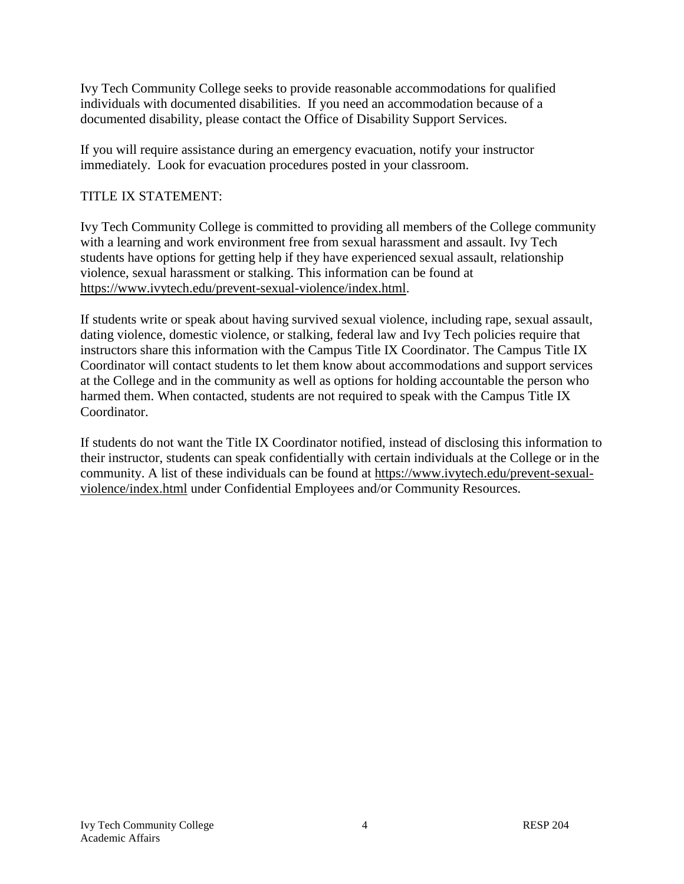Ivy Tech Community College seeks to provide reasonable accommodations for qualified individuals with documented disabilities. If you need an accommodation because of a documented disability, please contact the Office of Disability Support Services.

If you will require assistance during an emergency evacuation, notify your instructor immediately. Look for evacuation procedures posted in your classroom.

TITLE IX STATEMENT:

Ivy Tech Community College is committed to providing all members of the College community with a learning and work environment free from sexual harassment and assault. Ivy Tech students have options for getting help if they have experienced sexual assault, relationship violence, sexual harassment or stalking. This information can be found at https://www.ivytech.edu/prevent-sexual-violence/index.html.

If students write or speak about having survived sexual violence, including rape, sexual assault, dating violence, domestic violence, or stalking, federal law and Ivy Tech policies require that instructors share this information with the Campus Title IX Coordinator. The Campus Title IX Coordinator will contact students to let them know about accommodations and support services at the College and in the community as well as options for holding accountable the person who harmed them. When contacted, students are not required to speak with the Campus Title IX Coordinator.

If students do not want the Title IX Coordinator notified, instead of disclosing this information to their instructor, students can speak confidentially with certain individuals at the College or in the community. A list of these individuals can be found at https://www.ivytech.edu/prevent-sexual-violence/index.html under Confidential Employees and/or Community Resources.